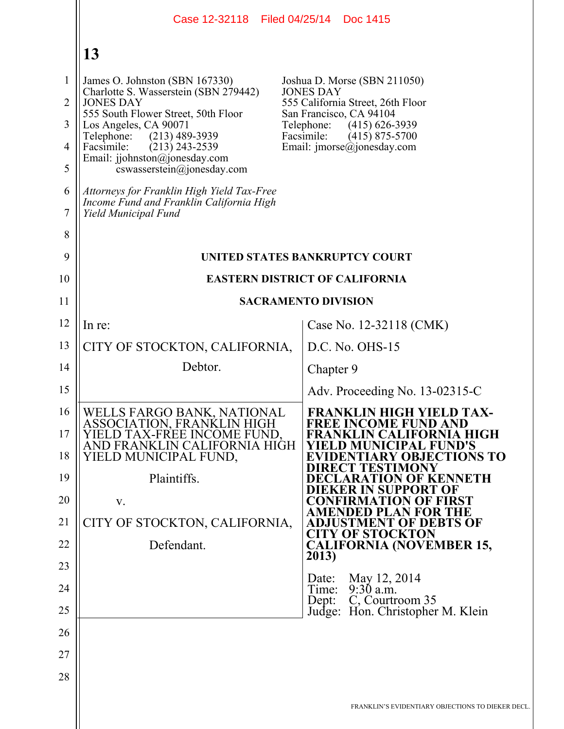James O. Johnston (SBN 167330)
Charlotte S. Wasserstein (SBN 279442)
JONES DAY
555 South Flower Street, 50th Floor
Los Angeles, CA 90071
Telephone: (213) 489-3939
Facsimile: (213) 243-2539
Email: jjohnston@jonesday.com
cswasserstein@jonesday.com

Joshua D. Morse (SBN 211050)
JONES DAY
555 California Street, 26th Floor
San Francisco, CA 94104
Telephone: (415) 626-3939
Facsimile: (415) 875-5700
Email: jmorse@jonesday.com

*Attorneys for Franklin High Yield Tax-Free Income Fund and Franklin California High Yield Municipal Fund*

**UNITED STATES BANKRUPTCY COURT**

**EASTERN DISTRICT OF CALIFORNIA**

**SACRAMENTO DIVISION**

| | |
|---|---|
| In re:<br><br>CITY OF STOCKTON, CALIFORNIA,<br><br>Debtor. | Case No. 12-32118 (CMK)<br><br>D.C. No. OHS-15<br><br>Chapter 9<br><br>Adv. Proceeding No. 13-02315-C |
| WELLS FARGO BANK, NATIONAL ASSOCIATION, FRANKLIN HIGH YIELD TAX-FREE INCOME FUND, AND FRANKLIN CALIFORNIA HIGH YIELD MUNICIPAL FUND,<br><br>Plaintiffs.<br><br>v.<br><br>CITY OF STOCKTON, CALIFORNIA,<br><br>Defendant. | **FRANKLIN HIGH YIELD TAX-FREE INCOME FUND AND FRANKLIN CALIFORNIA HIGH YIELD MUNICIPAL FUND'S EVIDENTIARY OBJECTIONS TO DIRECT TESTIMONY DECLARATION OF KENNETH DIEKER IN SUPPORT OF CONFIRMATION OF FIRST AMENDED PLAN FOR THE ADJUSTMENT OF DEBTS OF CITY OF STOCKTON CALIFORNIA (NOVEMBER 15, 2013)**<br><br>Date: May 12, 2014<br>Time: 9:30 a.m.<br>Dept: C, Courtroom 35<br>Judge: Hon. Christopher M. Klein |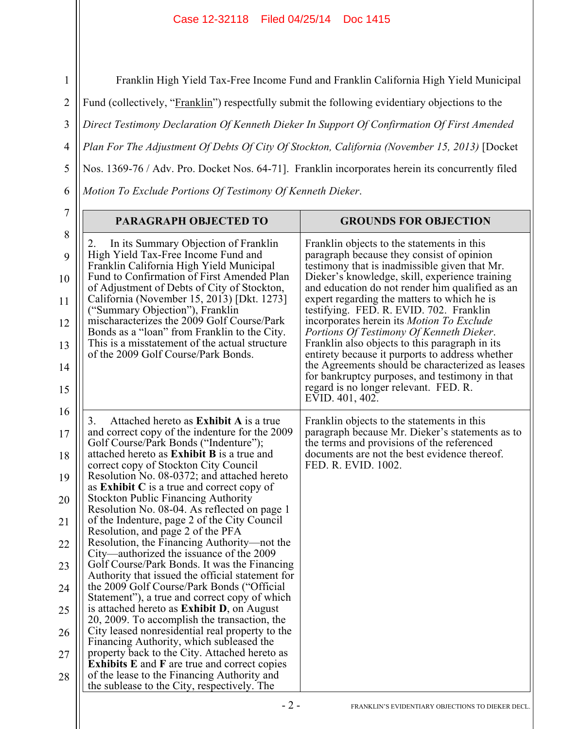Franklin High Yield Tax-Free Income Fund and Franklin California High Yield Municipal Fund (collectively, "Franklin") respectfully submit the following evidentiary objections to the *Direct Testimony Declaration Of Kenneth Dieker In Support Of Confirmation Of First Amended Plan For The Adjustment Of Debts Of City Of Stockton, California (November 15, 2013)* [Docket Nos. 1369-76 / Adv. Pro. Docket Nos. 64-71]. Franklin incorporates herein its concurrently filed *Motion To Exclude Portions Of Testimony Of Kenneth Dieker*.

| PARAGRAPH OBJECTED TO | GROUNDS FOR OBJECTION |
|---|---|
| 2. In its Summary Objection of Franklin High Yield Tax-Free Income Fund and Franklin California High Yield Municipal Fund to Confirmation of First Amended Plan of Adjustment of Debts of City of Stockton, California (November 15, 2013) [Dkt. 1273] ("Summary Objection"), Franklin mischaracterizes the 2009 Golf Course/Park Bonds as a "loan" from Franklin to the City. This is a misstatement of the actual structure of the 2009 Golf Course/Park Bonds. | Franklin objects to the statements in this paragraph because they consist of opinion testimony that is inadmissible given that Mr. Dieker's knowledge, skill, experience training and education do not render him qualified as an expert regarding the matters to which he is testifying. FED. R. EVID. 702. Franklin incorporates herein its *Motion To Exclude Portions Of Testimony Of Kenneth Dieker*. Franklin also objects to this paragraph in its entirety because it purports to address whether the Agreements should be characterized as leases for bankruptcy purposes, and testimony in that regard is no longer relevant. FED. R. EVID. 401, 402. |
| 3. Attached hereto as **Exhibit A** is a true and correct copy of the indenture for the 2009 Golf Course/Park Bonds ("Indenture"); attached hereto as **Exhibit B** is a true and correct copy of Stockton City Council Resolution No. 08-0372; and attached hereto as **Exhibit C** is a true and correct copy of Stockton Public Financing Authority Resolution No. 08-04. As reflected on page 1 of the Indenture, page 2 of the City Council Resolution, and page 2 of the PFA Resolution, the Financing Authority—not the City—authorized the issuance of the 2009 Golf Course/Park Bonds. It was the Financing Authority that issued the official statement for the 2009 Golf Course/Park Bonds ("Official Statement"), a true and correct copy of which is attached hereto as **Exhibit D**, on August 20, 2009. To accomplish the transaction, the City leased nonresidential real property to the Financing Authority, which subleased the property back to the City. Attached hereto as **Exhibits E** and **F** are true and correct copies of the lease to the Financing Authority and the sublease to the City, respectively. The | Franklin objects to the statements in this paragraph because Mr. Dieker's statements as to the terms and provisions of the referenced documents are not the best evidence thereof. FED. R. EVID. 1002. |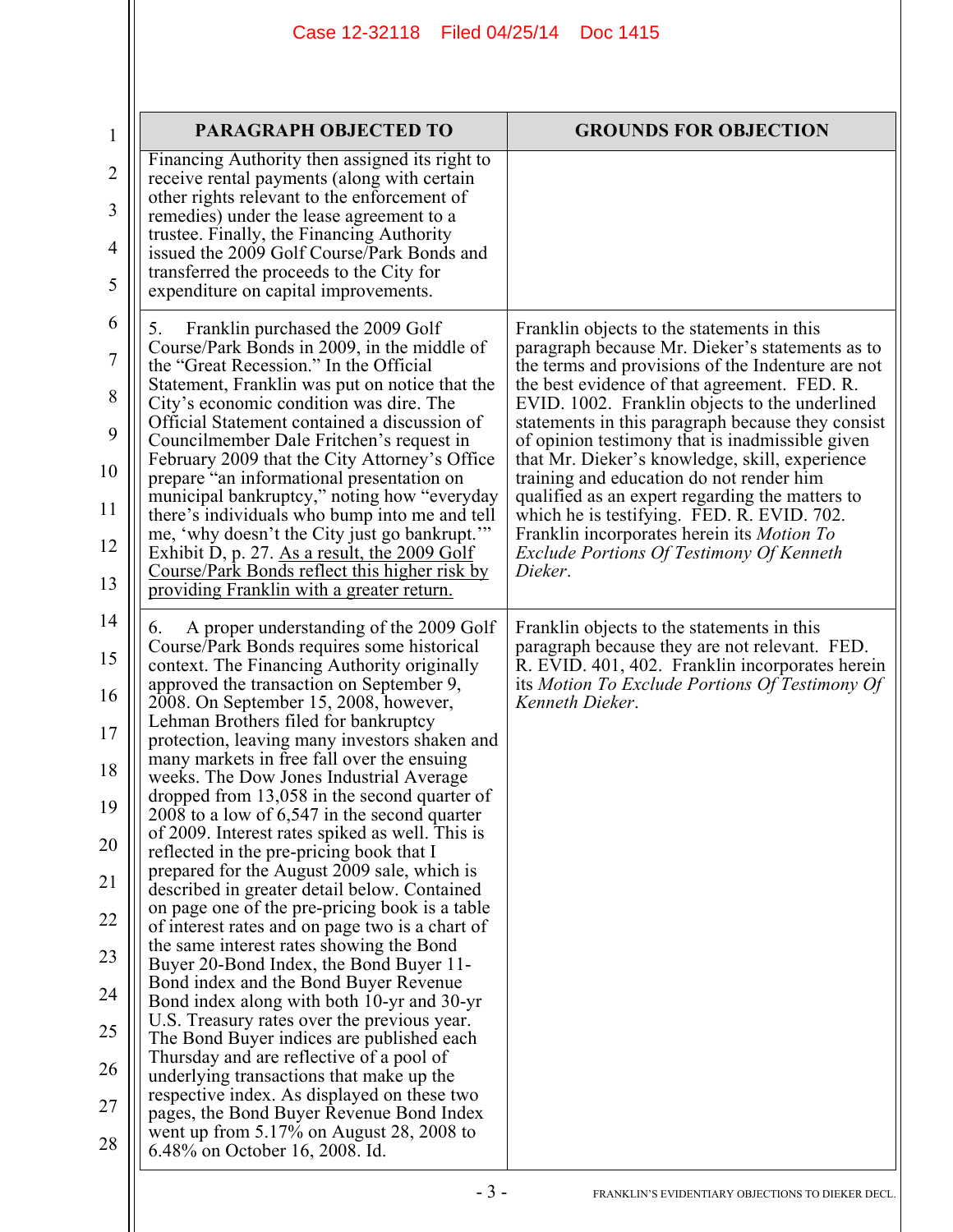| PARAGRAPH OBJECTED TO | GROUNDS FOR OBJECTION |
|---|---|
| Financing Authority then assigned its right to receive rental payments (along with certain other rights relevant to the enforcement of remedies) under the lease agreement to a trustee. Finally, the Financing Authority issued the 2009 Golf Course/Park Bonds and transferred the proceeds to the City for expenditure on capital improvements. | |
| 5. Franklin purchased the 2009 Golf Course/Park Bonds in 2009, in the middle of the "Great Recession." In the Official Statement, Franklin was put on notice that the City's economic condition was dire. The Official Statement contained a discussion of Councilmember Dale Fritchen's request in February 2009 that the City Attorney's Office prepare "an informational presentation on municipal bankruptcy," noting how "everyday there's individuals who bump into me and tell me, 'why doesn't the City just go bankrupt.'" Exhibit D, p. 27. <u>As a result, the 2009 Golf Course/Park Bonds reflect this higher risk by providing Franklin with a greater return.</u> | Franklin objects to the statements in this paragraph because Mr. Dieker's statements as to the terms and provisions of the Indenture are not the best evidence of that agreement. FED. R. EVID. 1002. Franklin objects to the underlined statements in this paragraph because they consist of opinion testimony that is inadmissible given that Mr. Dieker's knowledge, skill, experience training and education do not render him qualified as an expert regarding the matters to which he is testifying. FED. R. EVID. 702. Franklin incorporates herein its *Motion To Exclude Portions Of Testimony Of Kenneth Dieker*. |
| 6. A proper understanding of the 2009 Golf Course/Park Bonds requires some historical context. The Financing Authority originally approved the transaction on September 9, 2008. On September 15, 2008, however, Lehman Brothers filed for bankruptcy protection, leaving many investors shaken and many markets in free fall over the ensuing weeks. The Dow Jones Industrial Average dropped from 13,058 in the second quarter of 2008 to a low of 6,547 in the second quarter of 2009. Interest rates spiked as well. This is reflected in the pre-pricing book that I prepared for the August 2009 sale, which is described in greater detail below. Contained on page one of the pre-pricing book is a table of interest rates and on page two is a chart of the same interest rates showing the Bond Buyer 20-Bond Index, the Bond Buyer 11-Bond index and the Bond Buyer Revenue Bond index along with both 10-yr and 30-yr U.S. Treasury rates over the previous year. The Bond Buyer indices are published each Thursday and are reflective of a pool of underlying transactions that make up the respective index. As displayed on these two pages, the Bond Buyer Revenue Bond Index went up from 5.17% on August 28, 2008 to 6.48% on October 16, 2008. Id. | Franklin objects to the statements in this paragraph because they are not relevant. FED. R. EVID. 401, 402. Franklin incorporates herein its *Motion To Exclude Portions Of Testimony Of Kenneth Dieker*. |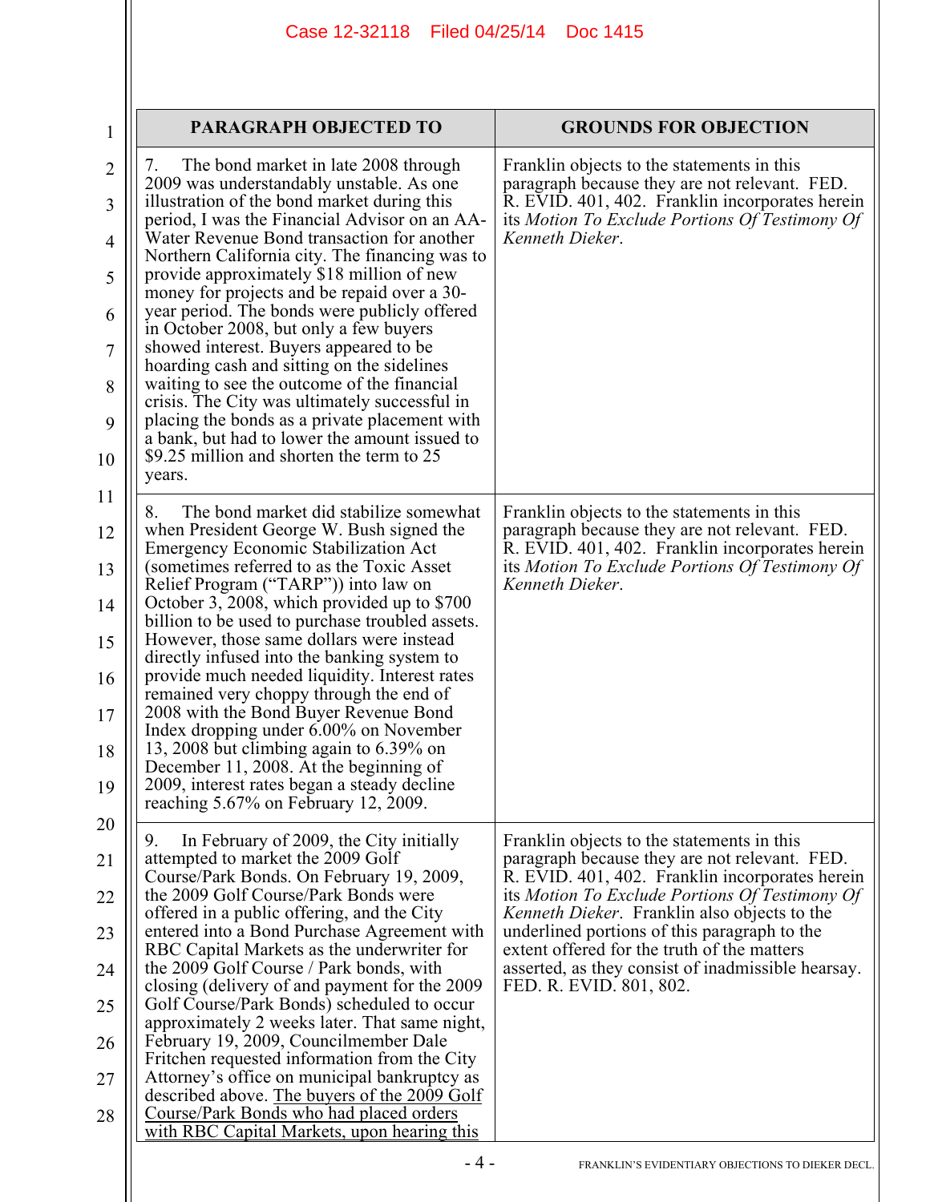| PARAGRAPH OBJECTED TO | GROUNDS FOR OBJECTION |
|---|---|
| 7. The bond market in late 2008 through 2009 was understandably unstable. As one illustration of the bond market during this period, I was the Financial Advisor on an AA-Water Revenue Bond transaction for another Northern California city. The financing was to provide approximately $18 million of new money for projects and be repaid over a 30-year period. The bonds were publicly offered in October 2008, but only a few buyers showed interest. Buyers appeared to be hoarding cash and sitting on the sidelines waiting to see the outcome of the financial crisis. The City was ultimately successful in placing the bonds as a private placement with a bank, but had to lower the amount issued to $9.25 million and shorten the term to 25 years. | Franklin objects to the statements in this paragraph because they are not relevant. FED. R. EVID. 401, 402. Franklin incorporates herein its *Motion To Exclude Portions Of Testimony Of Kenneth Dieker*. |
| 8. The bond market did stabilize somewhat when President George W. Bush signed the Emergency Economic Stabilization Act (sometimes referred to as the Toxic Asset Relief Program ("TARP")) into law on October 3, 2008, which provided up to $700 billion to be used to purchase troubled assets. However, those same dollars were instead directly infused into the banking system to provide much needed liquidity. Interest rates remained very choppy through the end of 2008 with the Bond Buyer Revenue Bond Index dropping under 6.00% on November 13, 2008 but climbing again to 6.39% on December 11, 2008. At the beginning of 2009, interest rates began a steady decline reaching 5.67% on February 12, 2009. | Franklin objects to the statements in this paragraph because they are not relevant. FED. R. EVID. 401, 402. Franklin incorporates herein its *Motion To Exclude Portions Of Testimony Of Kenneth Dieker*. |
| 9. In February of 2009, the City initially attempted to market the 2009 Golf Course/Park Bonds. On February 19, 2009, the 2009 Golf Course/Park Bonds were offered in a public offering, and the City entered into a Bond Purchase Agreement with RBC Capital Markets as the underwriter for the 2009 Golf Course / Park bonds, with closing (delivery of and payment for the 2009 Golf Course/Park Bonds) scheduled to occur approximately 2 weeks later. That same night, February 19, 2009, Councilmember Dale Fritchen requested information from the City Attorney's office on municipal bankruptcy as described above. <u>The buyers of the 2009 Golf Course/Park Bonds who had placed orders with RBC Capital Markets, upon hearing this</u> | Franklin objects to the statements in this paragraph because they are not relevant. FED. R. EVID. 401, 402. Franklin incorporates herein its *Motion To Exclude Portions Of Testimony Of Kenneth Dieker*. Franklin also objects to the underlined portions of this paragraph to the extent offered for the truth of the matters asserted, as they consist of inadmissible hearsay. FED. R. EVID. 801, 802. |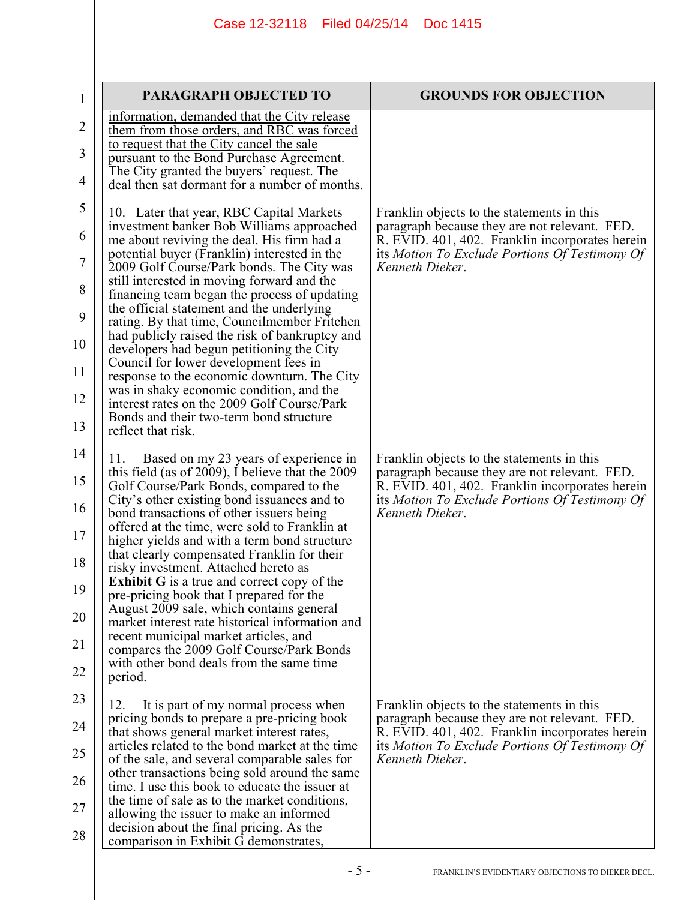| PARAGRAPH OBJECTED TO | GROUNDS FOR OBJECTION |
|---|---|
| information, demanded that the City release them from those orders, and RBC was forced to request that the City cancel the sale pursuant to the Bond Purchase Agreement. The City granted the buyers' request. The deal then sat dormant for a number of months. | |
| 10. Later that year, RBC Capital Markets investment banker Bob Williams approached me about reviving the deal. His firm had a potential buyer (Franklin) interested in the 2009 Golf Course/Park bonds. The City was still interested in moving forward and the financing team began the process of updating the official statement and the underlying rating. By that time, Councilmember Fritchen had publicly raised the risk of bankruptcy and developers had begun petitioning the City Council for lower development fees in response to the economic downturn. The City was in shaky economic condition, and the interest rates on the 2009 Golf Course/Park Bonds and their two-term bond structure reflect that risk. | Franklin objects to the statements in this paragraph because they are not relevant. FED. R. EVID. 401, 402. Franklin incorporates herein its *Motion To Exclude Portions Of Testimony Of Kenneth Dieker*. |
| 11. Based on my 23 years of experience in this field (as of 2009), I believe that the 2009 Golf Course/Park Bonds, compared to the City's other existing bond issuances and to bond transactions of other issuers being offered at the time, were sold to Franklin at higher yields and with a term bond structure that clearly compensated Franklin for their risky investment. Attached hereto as **Exhibit G** is a true and correct copy of the pre-pricing book that I prepared for the August 2009 sale, which contains general market interest rate historical information and recent municipal market articles, and compares the 2009 Golf Course/Park Bonds with other bond deals from the same time period. | Franklin objects to the statements in this paragraph because they are not relevant. FED. R. EVID. 401, 402. Franklin incorporates herein its *Motion To Exclude Portions Of Testimony Of Kenneth Dieker*. |
| 12. It is part of my normal process when pricing bonds to prepare a pre-pricing book that shows general market interest rates, articles related to the bond market at the time of the sale, and several comparable sales for other transactions being sold around the same time. I use this book to educate the issuer at the time of sale as to the market conditions, allowing the issuer to make an informed decision about the final pricing. As the comparison in Exhibit G demonstrates, | Franklin objects to the statements in this paragraph because they are not relevant. FED. R. EVID. 401, 402. Franklin incorporates herein its *Motion To Exclude Portions Of Testimony Of Kenneth Dieker*. |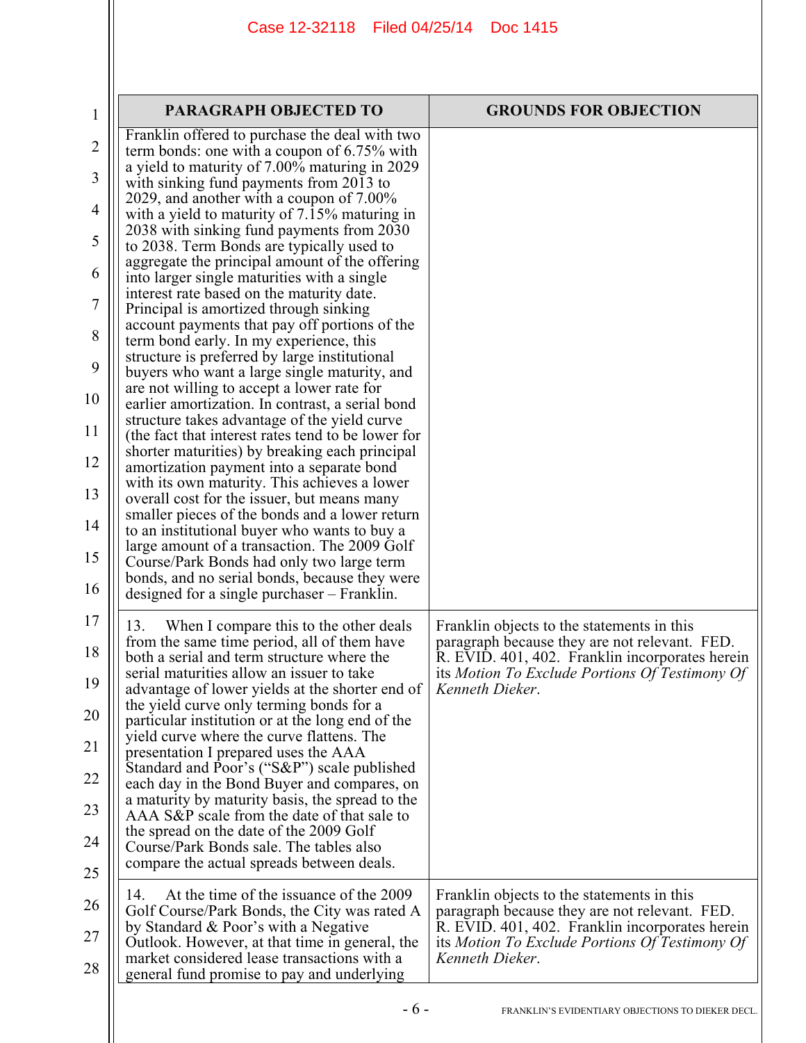| PARAGRAPH OBJECTED TO | GROUNDS FOR OBJECTION |
|---|---|
| Franklin offered to purchase the deal with two term bonds: one with a coupon of 6.75% with a yield to maturity of 7.00% maturing in 2029 with sinking fund payments from 2013 to 2029, and another with a coupon of 7.00% with a yield to maturity of 7.15% maturing in 2038 with sinking fund payments from 2030 to 2038. Term Bonds are typically used to aggregate the principal amount of the offering into larger single maturities with a single interest rate based on the maturity date. Principal is amortized through sinking account payments that pay off portions of the term bond early. In my experience, this structure is preferred by large institutional buyers who want a large single maturity, and are not willing to accept a lower rate for earlier amortization. In contrast, a serial bond structure takes advantage of the yield curve (the fact that interest rates tend to be lower for shorter maturities) by breaking each principal amortization payment into a separate bond with its own maturity. This achieves a lower overall cost for the issuer, but means many smaller pieces of the bonds and a lower return to an institutional buyer who wants to buy a large amount of a transaction. The 2009 Golf Course/Park Bonds had only two large term bonds, and no serial bonds, because they were designed for a single purchaser – Franklin. | |
| 13. When I compare this to the other deals from the same time period, all of them have both a serial and term structure where the serial maturities allow an issuer to take advantage of lower yields at the shorter end of the yield curve only terming bonds for a particular institution or at the long end of the yield curve where the curve flattens. The presentation I prepared uses the AAA Standard and Poor's ("S&P") scale published each day in the Bond Buyer and compares, on a maturity by maturity basis, the spread to the AAA S&P scale from the date of that sale to the spread on the date of the 2009 Golf Course/Park Bonds sale. The tables also compare the actual spreads between deals. | Franklin objects to the statements in this paragraph because they are not relevant. FED. R. EVID. 401, 402. Franklin incorporates herein its *Motion To Exclude Portions Of Testimony Of Kenneth Dieker*. |
| 14. At the time of the issuance of the 2009 Golf Course/Park Bonds, the City was rated A by Standard & Poor's with a Negative Outlook. However, at that time in general, the market considered lease transactions with a general fund promise to pay and underlying | Franklin objects to the statements in this paragraph because they are not relevant. FED. R. EVID. 401, 402. Franklin incorporates herein its *Motion To Exclude Portions Of Testimony Of Kenneth Dieker*. |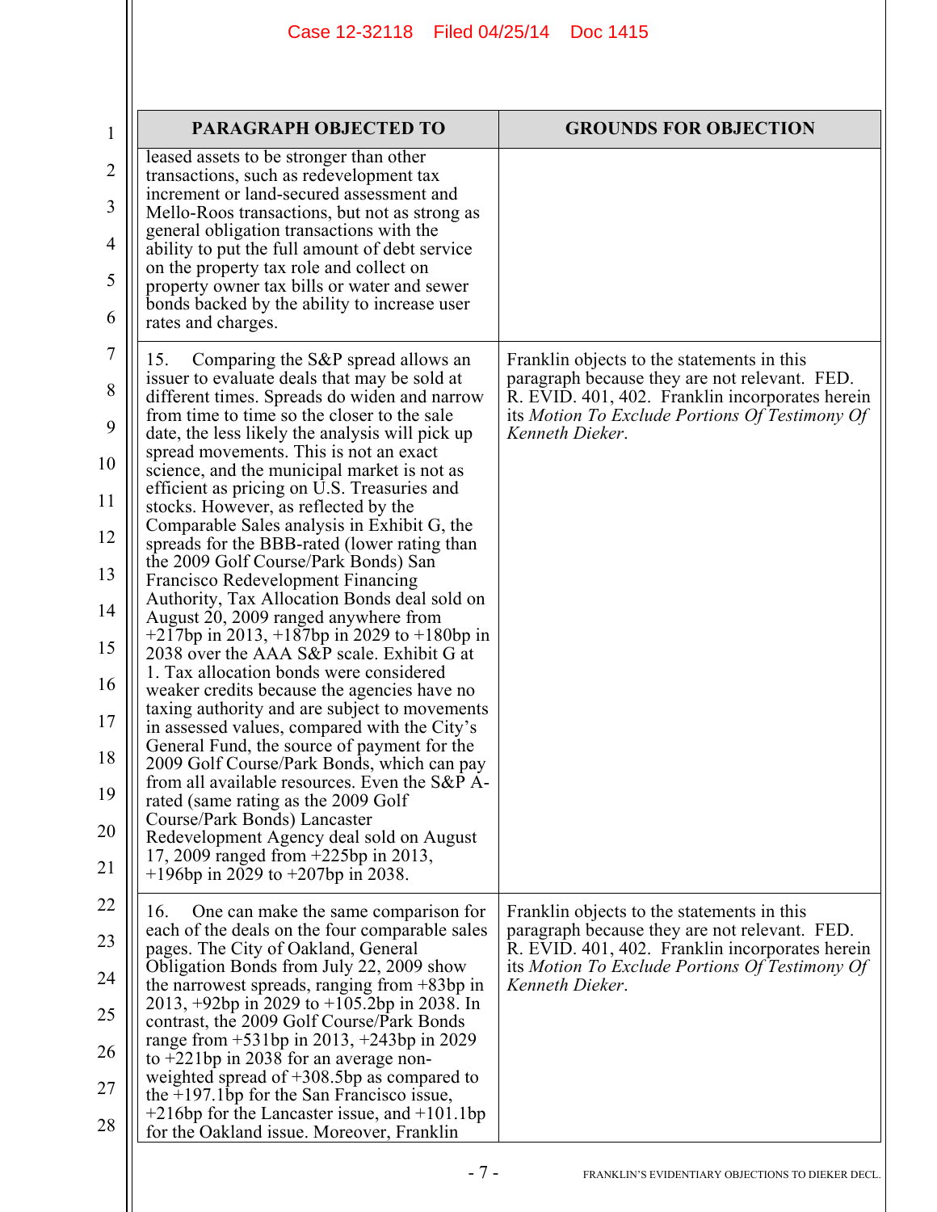| PARAGRAPH OBJECTED TO | GROUNDS FOR OBJECTION |
|---|---|
| leased assets to be stronger than other transactions, such as redevelopment tax increment or land-secured assessment and Mello-Roos transactions, but not as strong as general obligation transactions with the ability to put the full amount of debt service on the property tax role and collect on property owner tax bills or water and sewer bonds backed by the ability to increase user rates and charges. | |
| 15. Comparing the S&P spread allows an issuer to evaluate deals that may be sold at different times. Spreads do widen and narrow from time to time so the closer to the sale date, the less likely the analysis will pick up spread movements. This is not an exact science, and the municipal market is not as efficient as pricing on U.S. Treasuries and stocks. However, as reflected by the Comparable Sales analysis in Exhibit G, the spreads for the BBB-rated (lower rating than the 2009 Golf Course/Park Bonds) San Francisco Redevelopment Financing Authority, Tax Allocation Bonds deal sold on August 20, 2009 ranged anywhere from +217bp in 2013, +187bp in 2029 to +180bp in 2038 over the AAA S&P scale. Exhibit G at 1. Tax allocation bonds were considered weaker credits because the agencies have no taxing authority and are subject to movements in assessed values, compared with the City's General Fund, the source of payment for the 2009 Golf Course/Park Bonds, which can pay from all available resources. Even the S&P A-rated (same rating as the 2009 Golf Course/Park Bonds) Lancaster Redevelopment Agency deal sold on August 17, 2009 ranged from +225bp in 2013, +196bp in 2029 to +207bp in 2038. | Franklin objects to the statements in this paragraph because they are not relevant. FED. R. EVID. 401, 402. Franklin incorporates herein its *Motion To Exclude Portions Of Testimony Of Kenneth Dieker*. |
| 16. One can make the same comparison for each of the deals on the four comparable sales pages. The City of Oakland, General Obligation Bonds from July 22, 2009 show the narrowest spreads, ranging from +83bp in 2013, +92bp in 2029 to +105.2bp in 2038. In contrast, the 2009 Golf Course/Park Bonds range from +531bp in 2013, +243bp in 2029 to +221bp in 2038 for an average non-weighted spread of +308.5bp as compared to the +197.1bp for the San Francisco issue, +216bp for the Lancaster issue, and +101.1bp for the Oakland issue. Moreover, Franklin | Franklin objects to the statements in this paragraph because they are not relevant. FED. R. EVID. 401, 402. Franklin incorporates herein its *Motion To Exclude Portions Of Testimony Of Kenneth Dieker*. |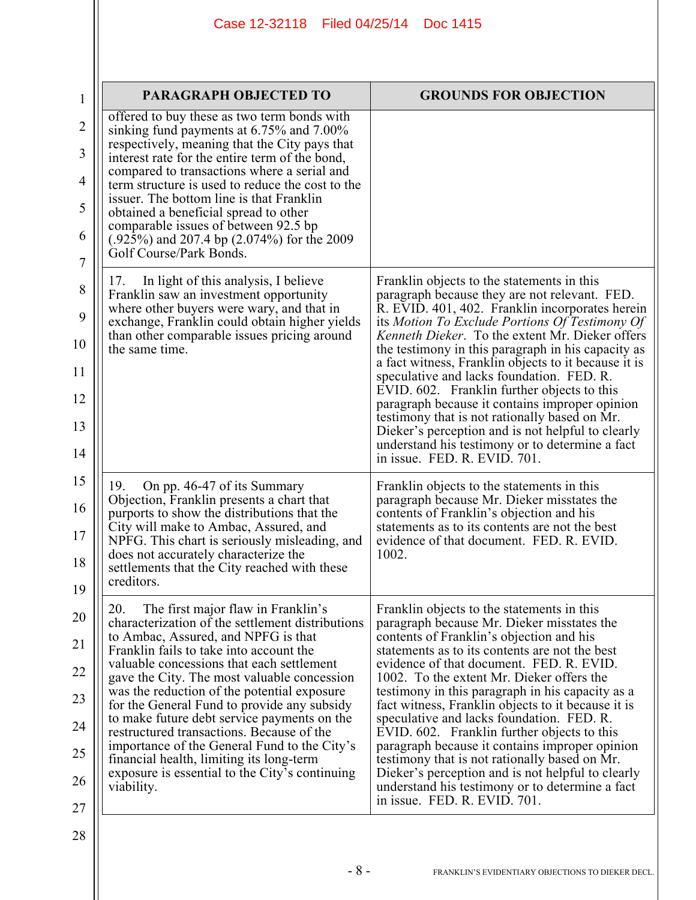| PARAGRAPH OBJECTED TO | GROUNDS FOR OBJECTION |
|---|---|
| offered to buy these as two term bonds with sinking fund payments at 6.75% and 7.00% respectively, meaning that the City pays that interest rate for the entire term of the bond, compared to transactions where a serial and term structure is used to reduce the cost to the issuer. The bottom line is that Franklin obtained a beneficial spread to other comparable issues of between 92.5 bp (.925%) and 207.4 bp (2.074%) for the 2009 Golf Course/Park Bonds. | |
| 17. In light of this analysis, I believe Franklin saw an investment opportunity where other buyers were wary, and that in exchange, Franklin could obtain higher yields than other comparable issues pricing around the same time. | Franklin objects to the statements in this paragraph because they are not relevant. FED. R. EVID. 401, 402. Franklin incorporates herein its *Motion To Exclude Portions Of Testimony Of Kenneth Dieker*. To the extent Mr. Dieker offers the testimony in this paragraph in his capacity as a fact witness, Franklin objects to it because it is speculative and lacks foundation. FED. R. EVID. 602. Franklin further objects to this paragraph because it contains improper opinion testimony that is not rationally based on Mr. Dieker's perception and is not helpful to clearly understand his testimony or to determine a fact in issue. FED. R. EVID. 701. |
| 19. On pp. 46-47 of its Summary Objection, Franklin presents a chart that purports to show the distributions that the City will make to Ambac, Assured, and NPFG. This chart is seriously misleading, and does not accurately characterize the settlements that the City reached with these creditors. | Franklin objects to the statements in this paragraph because Mr. Dieker misstates the contents of Franklin's objection and his statements as to its contents are not the best evidence of that document. FED. R. EVID. 1002. |
| 20. The first major flaw in Franklin's characterization of the settlement distributions to Ambac, Assured, and NPFG is that Franklin fails to take into account the valuable concessions that each settlement gave the City. The most valuable concession was the reduction of the potential exposure for the General Fund to provide any subsidy to make future debt service payments on the restructured transactions. Because of the importance of the General Fund to the City's financial health, limiting its long-term exposure is essential to the City's continuing viability. | Franklin objects to the statements in this paragraph because Mr. Dieker misstates the contents of Franklin's objection and his statements as to its contents are not the best evidence of that document. FED. R. EVID. 1002. To the extent Mr. Dieker offers the testimony in this paragraph in his capacity as a fact witness, Franklin objects to it because it is speculative and lacks foundation. FED. R. EVID. 602. Franklin further objects to this paragraph because it contains improper opinion testimony that is not rationally based on Mr. Dieker's perception and is not helpful to clearly understand his testimony or to determine a fact in issue. FED. R. EVID. 701. |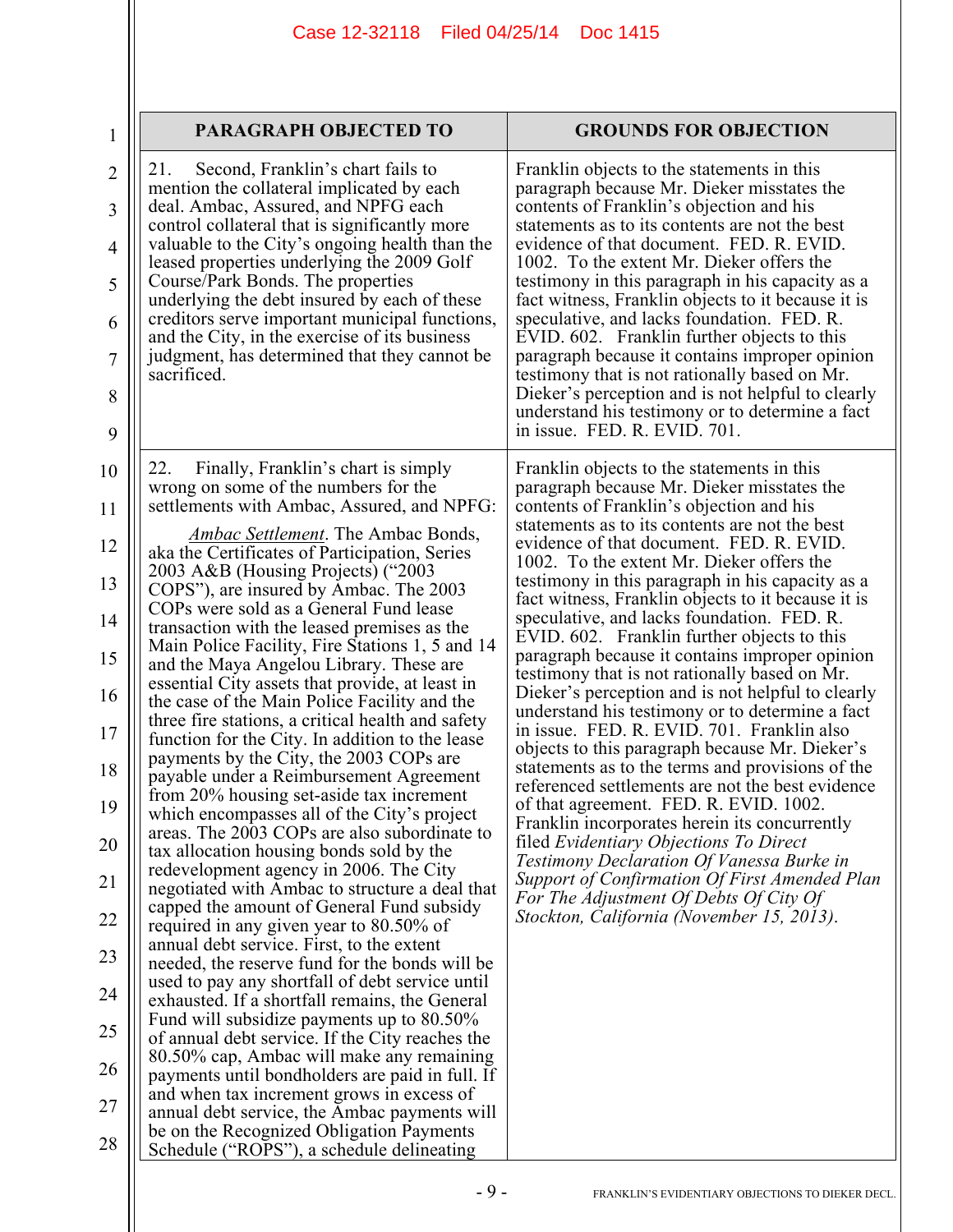| PARAGRAPH OBJECTED TO | GROUNDS FOR OBJECTION |
|---|---|
| 21. Second, Franklin's chart fails to mention the collateral implicated by each deal. Ambac, Assured, and NPFG each control collateral that is significantly more valuable to the City's ongoing health than the leased properties underlying the 2009 Golf Course/Park Bonds. The properties underlying the debt insured by each of these creditors serve important municipal functions, and the City, in the exercise of its business judgment, has determined that they cannot be sacrificed. | Franklin objects to the statements in this paragraph because Mr. Dieker misstates the contents of Franklin's objection and his statements as to its contents are not the best evidence of that document. FED. R. EVID. 1002. To the extent Mr. Dieker offers the testimony in this paragraph in his capacity as a fact witness, Franklin objects to it because it is speculative, and lacks foundation. FED. R. EVID. 602. Franklin further objects to this paragraph because it contains improper opinion testimony that is not rationally based on Mr. Dieker's perception and is not helpful to clearly understand his testimony or to determine a fact in issue. FED. R. EVID. 701. |
| 22. Finally, Franklin's chart is simply wrong on some of the numbers for the settlements with Ambac, Assured, and NPFG:<br><br>*Ambac Settlement*. The Ambac Bonds, aka the Certificates of Participation, Series 2003 A&B (Housing Projects) ("2003 COPS"), are insured by Ambac. The 2003 COPs were sold as a General Fund lease transaction with the leased premises as the Main Police Facility, Fire Stations 1, 5 and 14 and the Maya Angelou Library. These are essential City assets that provide, at least in the case of the Main Police Facility and the three fire stations, a critical health and safety function for the City. In addition to the lease payments by the City, the 2003 COPs are payable under a Reimbursement Agreement from 20% housing set-aside tax increment which encompasses all of the City's project areas. The 2003 COPs are also subordinate to tax allocation housing bonds sold by the redevelopment agency in 2006. The City negotiated with Ambac to structure a deal that capped the amount of General Fund subsidy required in any given year to 80.50% of annual debt service. First, to the extent needed, the reserve fund for the bonds will be used to pay any shortfall of debt service until exhausted. If a shortfall remains, the General Fund will subsidize payments up to 80.50% of annual debt service. If the City reaches the 80.50% cap, Ambac will make any remaining payments until bondholders are paid in full. If and when tax increment grows in excess of annual debt service, the Ambac payments will be on the Recognized Obligation Payments Schedule ("ROPS"), a schedule delineating | Franklin objects to the statements in this paragraph because Mr. Dieker misstates the contents of Franklin's objection and his statements as to its contents are not the best evidence of that document. FED. R. EVID. 1002. To the extent Mr. Dieker offers the testimony in this paragraph in his capacity as a fact witness, Franklin objects to it because it is speculative, and lacks foundation. FED. R. EVID. 602. Franklin further objects to this paragraph because it contains improper opinion testimony that is not rationally based on Mr. Dieker's perception and is not helpful to clearly understand his testimony or to determine a fact in issue. FED. R. EVID. 701. Franklin also objects to this paragraph because Mr. Dieker's statements as to the terms and provisions of the referenced settlements are not the best evidence of that agreement. FED. R. EVID. 1002. Franklin incorporates herein its concurrently filed *Evidentiary Objections To Direct Testimony Declaration Of Vanessa Burke in Support of Confirmation Of First Amended Plan For The Adjustment Of Debts Of City Of Stockton, California (November 15, 2013)*. |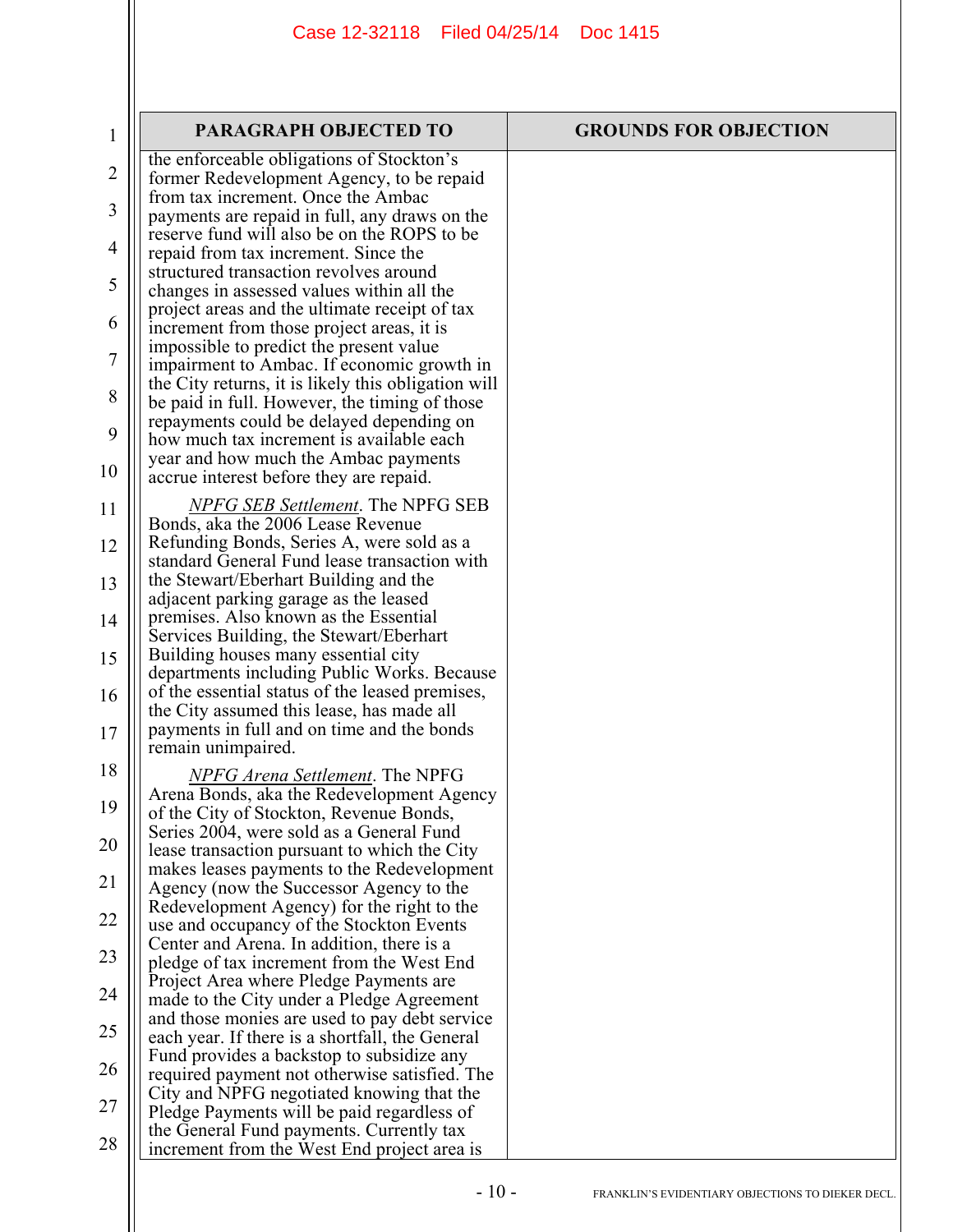| PARAGRAPH OBJECTED TO | GROUNDS FOR OBJECTION |
|---|---|
| the enforceable obligations of Stockton's former Redevelopment Agency, to be repaid from tax increment. Once the Ambac payments are repaid in full, any draws on the reserve fund will also be on the ROPS to be repaid from tax increment. Since the structured transaction revolves around changes in assessed values within all the project areas and the ultimate receipt of tax increment from those project areas, it is impossible to predict the present value impairment to Ambac. If economic growth in the City returns, it is likely this obligation will be paid in full. However, the timing of those repayments could be delayed depending on how much tax increment is available each year and how much the Ambac payments accrue interest before they are repaid.<br><br>*NPFG SEB Settlement*. The NPFG SEB Bonds, aka the 2006 Lease Revenue Refunding Bonds, Series A, were sold as a standard General Fund lease transaction with the Stewart/Eberhart Building and the adjacent parking garage as the leased premises. Also known as the Essential Services Building, the Stewart/Eberhart Building houses many essential city departments including Public Works. Because of the essential status of the leased premises, the City assumed this lease, has made all payments in full and on time and the bonds remain unimpaired.<br><br>*NPFG Arena Settlement*. The NPFG Arena Bonds, aka the Redevelopment Agency of the City of Stockton, Revenue Bonds, Series 2004, were sold as a General Fund lease transaction pursuant to which the City makes leases payments to the Redevelopment Agency (now the Successor Agency to the Redevelopment Agency) for the right to the use and occupancy of the Stockton Events Center and Arena. In addition, there is a pledge of tax increment from the West End Project Area where Pledge Payments are made to the City under a Pledge Agreement and those monies are used to pay debt service each year. If there is a shortfall, the General Fund provides a backstop to subsidize any required payment not otherwise satisfied. The City and NPFG negotiated knowing that the Pledge Payments will be paid regardless of the General Fund payments. Currently tax increment from the West End project area is | |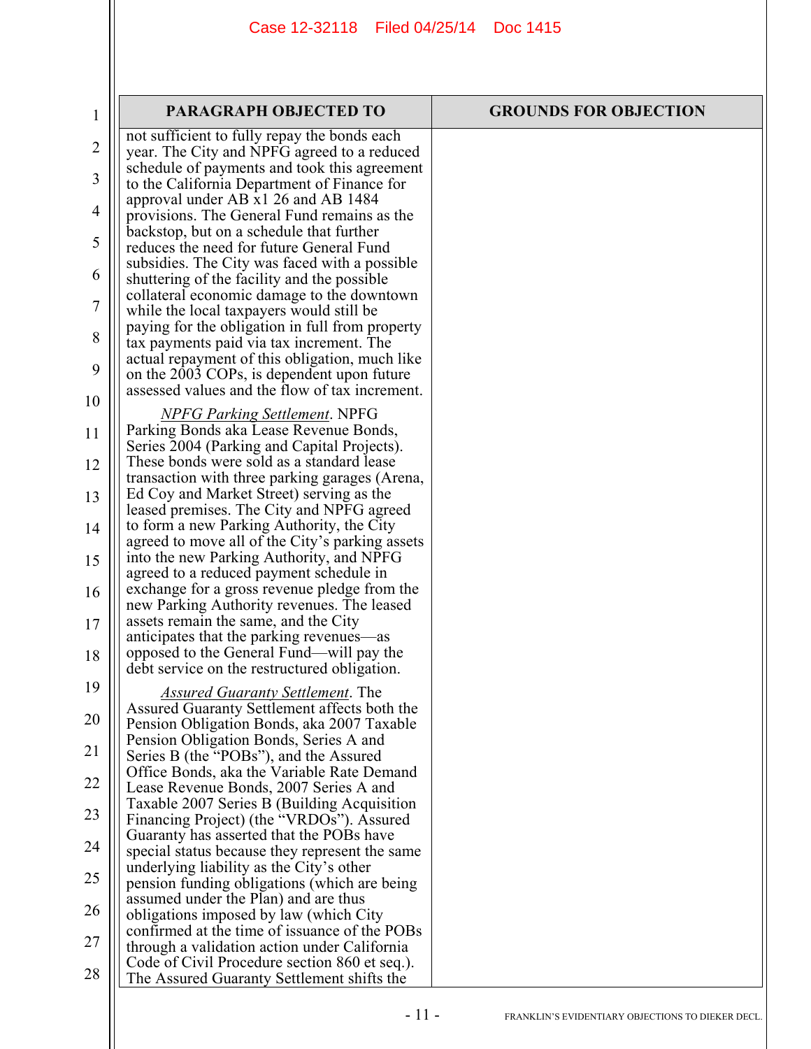| PARAGRAPH OBJECTED TO | GROUNDS FOR OBJECTION |
|---|---|
| not sufficient to fully repay the bonds each year. The City and NPFG agreed to a reduced schedule of payments and took this agreement to the California Department of Finance for approval under AB x1 26 and AB 1484 provisions. The General Fund remains as the backstop, but on a schedule that further reduces the need for future General Fund subsidies. The City was faced with a possible shuttering of the facility and the possible collateral economic damage to the downtown while the local taxpayers would still be paying for the obligation in full from property tax payments paid via tax increment. The actual repayment of this obligation, much like on the 2003 COPs, is dependent upon future assessed values and the flow of tax increment.<br><br>*NPFG Parking Settlement*. NPFG Parking Bonds aka Lease Revenue Bonds, Series 2004 (Parking and Capital Projects). These bonds were sold as a standard lease transaction with three parking garages (Arena, Ed Coy and Market Street) serving as the leased premises. The City and NPFG agreed to form a new Parking Authority, the City agreed to move all of the City's parking assets into the new Parking Authority, and NPFG agreed to a reduced payment schedule in exchange for a gross revenue pledge from the new Parking Authority revenues. The leased assets remain the same, and the City anticipates that the parking revenues—as opposed to the General Fund—will pay the debt service on the restructured obligation.<br><br>*Assured Guaranty Settlement*. The Assured Guaranty Settlement affects both the Pension Obligation Bonds, aka 2007 Taxable Pension Obligation Bonds, Series A and Series B (the "POBs"), and the Assured Office Bonds, aka the Variable Rate Demand Lease Revenue Bonds, 2007 Series A and Taxable 2007 Series B (Building Acquisition Financing Project) (the "VRDOs"). Assured Guaranty has asserted that the POBs have special status because they represent the same underlying liability as the City's other pension funding obligations (which are being assumed under the Plan) and are thus obligations imposed by law (which City confirmed at the time of issuance of the POBs through a validation action under California Code of Civil Procedure section 860 et seq.). The Assured Guaranty Settlement shifts the | |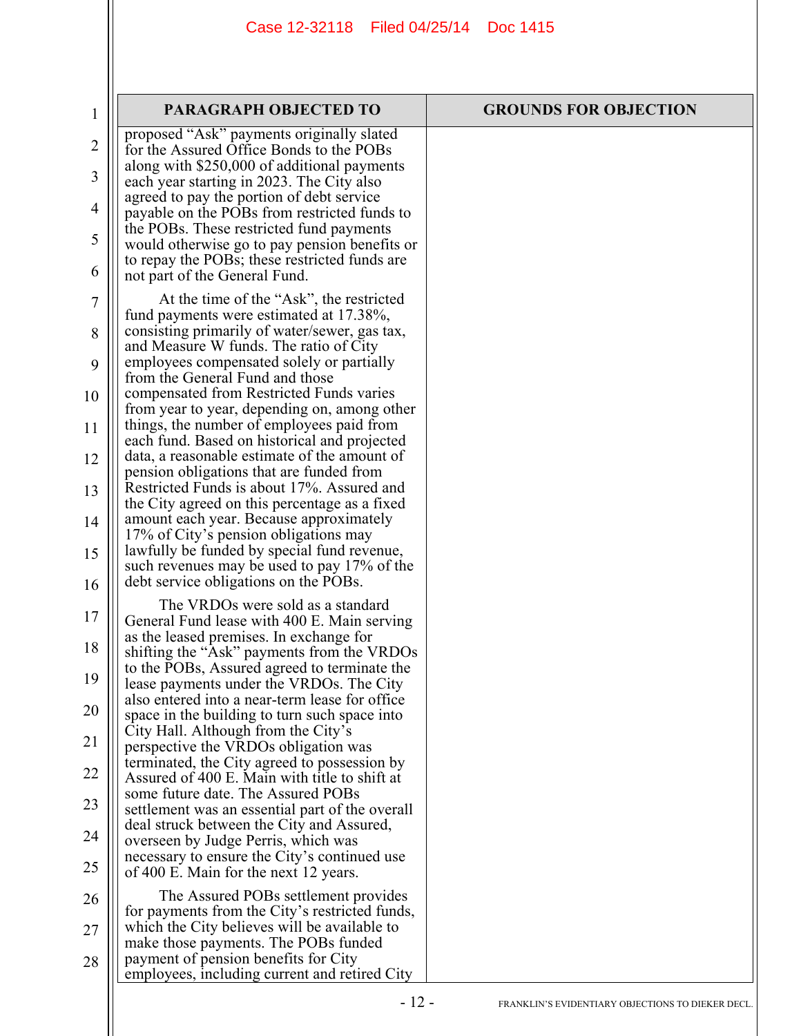| PARAGRAPH OBJECTED TO | GROUNDS FOR OBJECTION |
|---|---|
| proposed "Ask" payments originally slated for the Assured Office Bonds to the POBs along with $250,000 of additional payments each year starting in 2023. The City also agreed to pay the portion of debt service payable on the POBs from restricted funds to the POBs. These restricted fund payments would otherwise go to pay pension benefits or to repay the POBs; these restricted funds are not part of the General Fund.<br><br>At the time of the "Ask", the restricted fund payments were estimated at 17.38%, consisting primarily of water/sewer, gas tax, and Measure W funds. The ratio of City employees compensated solely or partially from the General Fund and those compensated from Restricted Funds varies from year to year, depending on, among other things, the number of employees paid from each fund. Based on historical and projected data, a reasonable estimate of the amount of pension obligations that are funded from Restricted Funds is about 17%. Assured and the City agreed on this percentage as a fixed amount each year. Because approximately 17% of City's pension obligations may lawfully be funded by special fund revenue, such revenues may be used to pay 17% of the debt service obligations on the POBs.<br><br>The VRDOs were sold as a standard General Fund lease with 400 E. Main serving as the leased premises. In exchange for shifting the "Ask" payments from the VRDOs to the POBs, Assured agreed to terminate the lease payments under the VRDOs. The City also entered into a near-term lease for office space in the building to turn such space into City Hall. Although from the City's perspective the VRDOs obligation was terminated, the City agreed to possession by Assured of 400 E. Main with title to shift at some future date. The Assured POBs settlement was an essential part of the overall deal struck between the City and Assured, overseen by Judge Perris, which was necessary to ensure the City's continued use of 400 E. Main for the next 12 years.<br><br>The Assured POBs settlement provides for payments from the City's restricted funds, which the City believes will be available to make those payments. The POBs funded payment of pension benefits for City employees, including current and retired City | |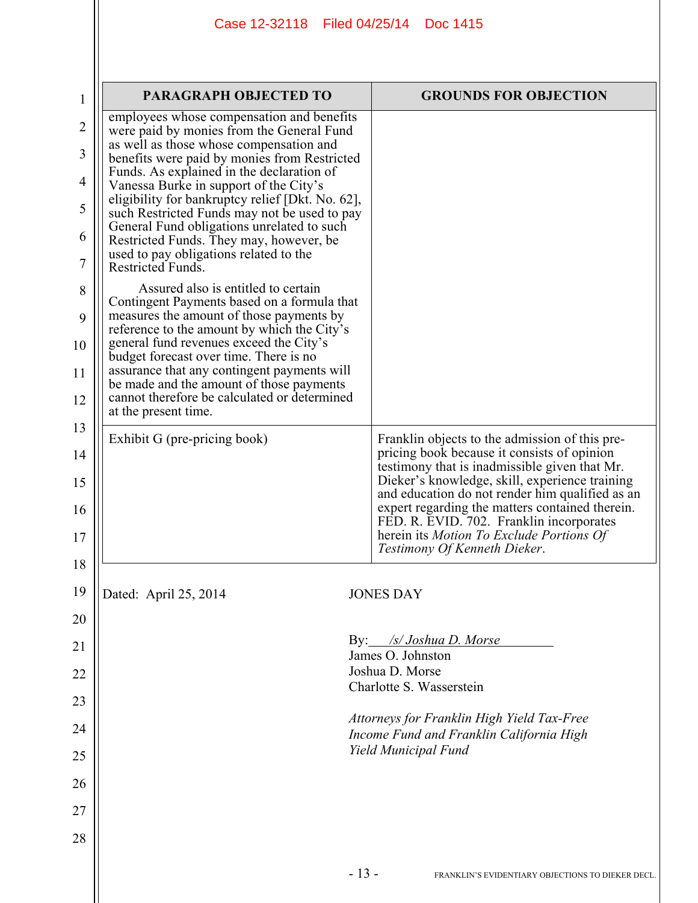| PARAGRAPH OBJECTED TO | GROUNDS FOR OBJECTION |
|---|---|
| employees whose compensation and benefits were paid by monies from the General Fund as well as those whose compensation and benefits were paid by monies from Restricted Funds. As explained in the declaration of Vanessa Burke in support of the City's eligibility for bankruptcy relief [Dkt. No. 62], such Restricted Funds may not be used to pay General Fund obligations unrelated to such Restricted Funds. They may, however, be used to pay obligations related to the Restricted Funds.<br><br>Assured also is entitled to certain Contingent Payments based on a formula that measures the amount of those payments by reference to the amount by which the City's general fund revenues exceed the City's budget forecast over time. There is no assurance that any contingent payments will be made and the amount of those payments cannot therefore be calculated or determined at the present time. | |
| Exhibit G (pre-pricing book) | Franklin objects to the admission of this pre-pricing book because it consists of opinion testimony that is inadmissible given that Mr. Dieker's knowledge, skill, experience training and education do not render him qualified as an expert regarding the matters contained therein. FED. R. EVID. 702. Franklin incorporates herein its *Motion To Exclude Portions Of Testimony Of Kenneth Dieker*. |

Dated: April 25, 2014

JONES DAY

By: */s/ Joshua D. Morse*
James O. Johnston
Joshua D. Morse
Charlotte S. Wasserstein

*Attorneys for Franklin High Yield Tax-Free Income Fund and Franklin California High Yield Municipal Fund*